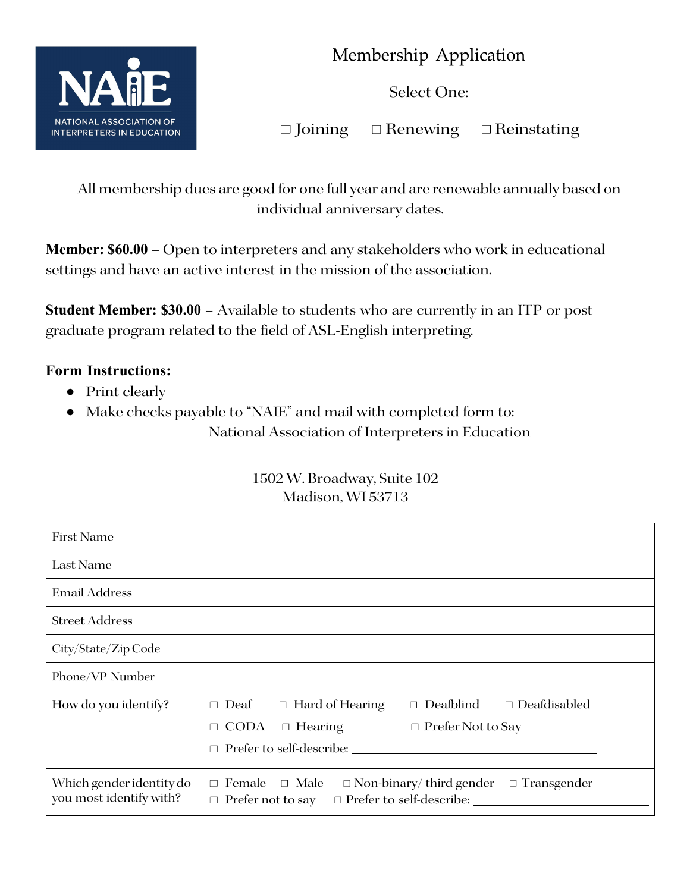NAIE
NATIONAL ASSOCIATION OF INTERPRETERS IN EDUCATION

# Membership Application

Select One:

☐ Joining ☐ Renewing ☐ Reinstating

All membership dues are good for one full year and are renewable annually based on individual anniversary dates.

**Member: $60.00** – Open to interpreters and any stakeholders who work in educational settings and have an active interest in the mission of the association.

**Student Member: $30.00** – Available to students who are currently in an ITP or post graduate program related to the field of ASL-English interpreting.

**Form Instructions:**

- Print clearly
- Make checks payable to "NAIE" and mail with completed form to:
  National Association of Interpreters in Education

1502 W. Broadway, Suite 102
Madison, WI 53713

| | |
|---|---|
| First Name | |
| Last Name | |
| Email Address | |
| Street Address | |
| City/State/Zip Code | |
| Phone/VP Number | |
| How do you identify? | ☐ Deaf ☐ Hard of Hearing ☐ Deafblind ☐ Deafdisabled ☐ CODA ☐ Hearing ☐ Prefer Not to Say ☐ Prefer to self-describe: ______ |
| Which gender identity do you most identify with? | ☐ Female ☐ Male ☐ Non-binary/ third gender ☐ Transgender ☐ Prefer not to say ☐ Prefer to self-describe: ______ |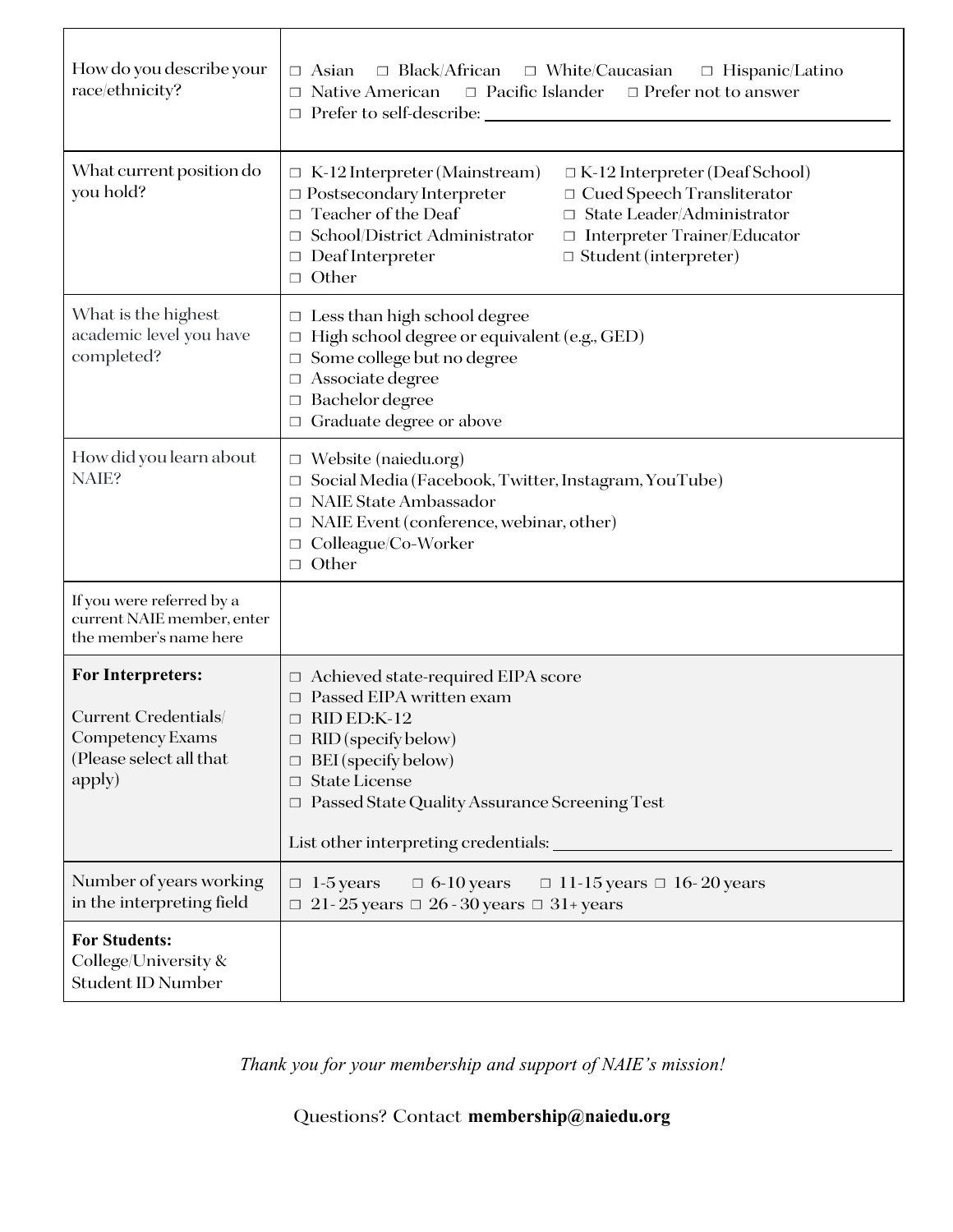| | |
|---|---|
| How do you describe your race/ethnicity? | □ Asian □ Black/African □ White/Caucasian □ Hispanic/Latino<br>□ Native American □ Pacific Islander □ Prefer not to answer<br>□ Prefer to self-describe: ____________________ |
| What current position do you hold? | □ K-12 Interpreter (Mainstream) □ K-12 Interpreter (Deaf School)<br>□ Postsecondary Interpreter □ Cued Speech Transliterator<br>□ Teacher of the Deaf □ State Leader/Administrator<br>□ School/District Administrator □ Interpreter Trainer/Educator<br>□ Deaf Interpreter □ Student (interpreter)<br>□ Other |
| What is the highest academic level you have completed? | □ Less than high school degree<br>□ High school degree or equivalent (e.g., GED)<br>□ Some college but no degree<br>□ Associate degree<br>□ Bachelor degree<br>□ Graduate degree or above |
| How did you learn about NAIE? | □ Website (naiedu.org)<br>□ Social Media (Facebook, Twitter, Instagram, YouTube)<br>□ NAIE State Ambassador<br>□ NAIE Event (conference, webinar, other)<br>□ Colleague/Co-Worker<br>□ Other |
| If you were referred by a current NAIE member, enter the member's name here | |
| **For Interpreters:**<br><br>Current Credentials/ Competency Exams (Please select all that apply) | □ Achieved state-required EIPA score<br>□ Passed EIPA written exam<br>□ RID ED:K-12<br>□ RID (specify below)<br>□ BEI (specify below)<br>□ State License<br>□ Passed State Quality Assurance Screening Test<br><br>List other interpreting credentials: ____________________ |
| Number of years working in the interpreting field | □ 1-5 years □ 6-10 years □ 11-15 years □ 16- 20 years<br>□ 21- 25 years □ 26 - 30 years □ 31+ years |
| **For Students:**<br>College/University & Student ID Number | |

*Thank you for your membership and support of NAIE's mission!*

Questions? Contact **membership@naiedu.org**